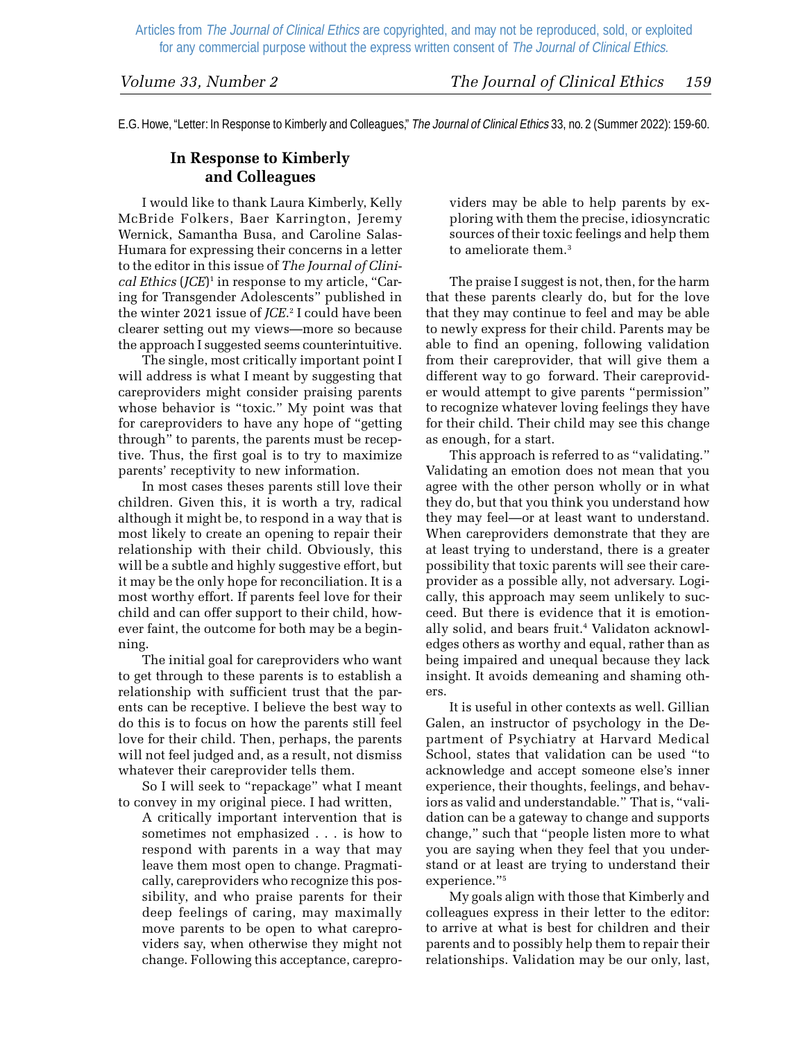E.G. Howe, "Letter: In Response to Kimberly and Colleagues," *The Journal of Clinical Ethics* 33, no. 2 (Summer 2022): 159-60.

## In Response to Kimberly and Colleagues

I would like to thank Laura Kimberly, Kelly McBride Folkers, Baer Karrington, Jeremy Wernick, Samantha Busa, and Caroline Salas-Humara for expressing their concerns in a letter to the editor in this issue of *The Journal of Clinical Ethics* (*JCE*)[1] in response to my article, "Caring for Transgender Adolescents" published in the winter 2021 issue of *JCE*.[2] I could have been clearer setting out my views—more so because the approach I suggested seems counterintuitive.

The single, most critically important point I will address is what I meant by suggesting that careproviders might consider praising parents whose behavior is "toxic." My point was that for careproviders to have any hope of "getting through" to parents, the parents must be receptive. Thus, the first goal is to try to maximize parents' receptivity to new information.

In most cases theses parents still love their children. Given this, it is worth a try, radical although it might be, to respond in a way that is most likely to create an opening to repair their relationship with their child. Obviously, this will be a subtle and highly suggestive effort, but it may be the only hope for reconciliation. It is a most worthy effort. If parents feel love for their child and can offer support to their child, however faint, the outcome for both may be a beginning.

The initial goal for careproviders who want to get through to these parents is to establish a relationship with sufficient trust that the parents can be receptive. I believe the best way to do this is to focus on how the parents still feel love for their child. Then, perhaps, the parents will not feel judged and, as a result, not dismiss whatever their careprovider tells them.

So I will seek to "repackage" what I meant to convey in my original piece. I had written,

> A critically important intervention that is sometimes not emphasized . . . is how to respond with parents in a way that may leave them most open to change. Pragmatically, careproviders who recognize this possibility, and who praise parents for their deep feelings of caring, may maximally move parents to be open to what careproviders say, when otherwise they might not change. Following this acceptance, careproviders may be able to help parents by exploring with them the precise, idiosyncratic sources of their toxic feelings and help them to ameliorate them.[3]

The praise I suggest is not, then, for the harm that these parents clearly do, but for the love that they may continue to feel and may be able to newly express for their child. Parents may be able to find an opening, following validation from their careprovider, that will give them a different way to go forward. Their careprovider would attempt to give parents "permission" to recognize whatever loving feelings they have for their child. Their child may see this change as enough, for a start.

This approach is referred to as "validating." Validating an emotion does not mean that you agree with the other person wholly or in what they do, but that you think you understand how they may feel—or at least want to understand. When careproviders demonstrate that they are at least trying to understand, there is a greater possibility that toxic parents will see their careprovider as a possible ally, not adversary. Logically, this approach may seem unlikely to succeed. But there is evidence that it is emotionally solid, and bears fruit.[4] Validaton acknowledges others as worthy and equal, rather than as being impaired and unequal because they lack insight. It avoids demeaning and shaming others.

It is useful in other contexts as well. Gillian Galen, an instructor of psychology in the Department of Psychiatry at Harvard Medical School, states that validation can be used "to acknowledge and accept someone else's inner experience, their thoughts, feelings, and behaviors as valid and understandable." That is, "validation can be a gateway to change and supports change," such that "people listen more to what you are saying when they feel that you understand or at least are trying to understand their experience."[5]

My goals align with those that Kimberly and colleagues express in their letter to the editor: to arrive at what is best for children and their parents and to possibly help them to repair their relationships. Validation may be our only, last,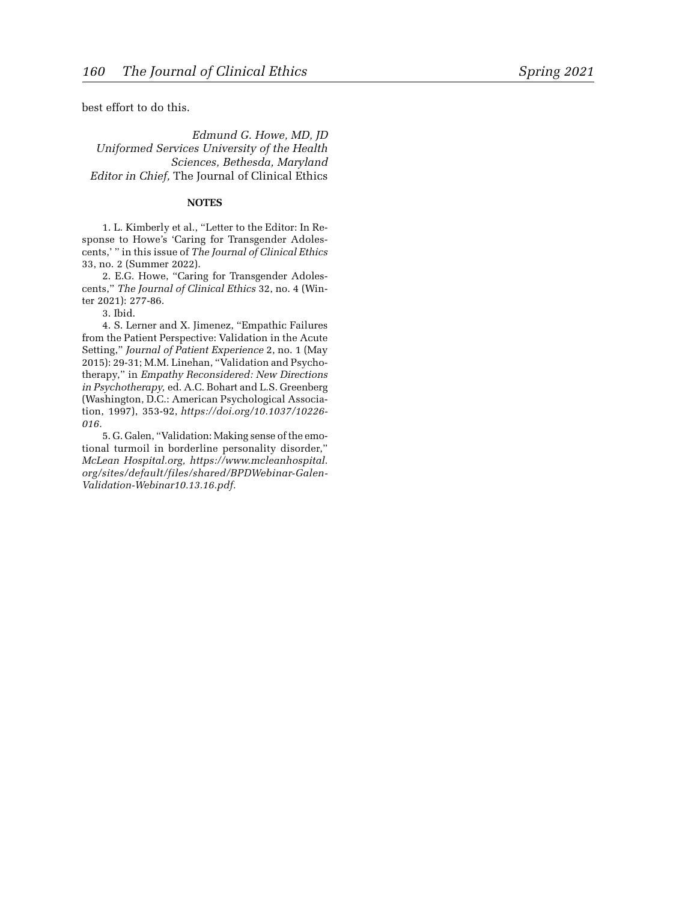best effort to do this.

*Edmund G. Howe, MD, JD*
*Uniformed Services University of the Health Sciences, Bethesda, Maryland*
*Editor in Chief,* The Journal of Clinical Ethics

## NOTES

1. L. Kimberly et al., "Letter to the Editor: In Response to Howe's 'Caring for Transgender Adolescents,' " in this issue of *The Journal of Clinical Ethics* 33, no. 2 (Summer 2022).

2. E.G. Howe, "Caring for Transgender Adolescents," *The Journal of Clinical Ethics* 32, no. 4 (Winter 2021): 277-86.

3. Ibid.

4. S. Lerner and X. Jimenez, "Empathic Failures from the Patient Perspective: Validation in the Acute Setting," *Journal of Patient Experience* 2, no. 1 (May 2015): 29-31; M.M. Linehan, "Validation and Psychotherapy," in *Empathy Reconsidered: New Directions in Psychotherapy,* ed. A.C. Bohart and L.S. Greenberg (Washington, D.C.: American Psychological Association, 1997), 353-92, *https://doi.org/10.1037/10226-016.*

5. G. Galen, "Validation: Making sense of the emotional turmoil in borderline personality disorder," *McLean Hospital.org, https://www.mcleanhospital.org/sites/default/files/shared/BPDWebinar-Galen-Validation-Webinar10.13.16.pdf.*